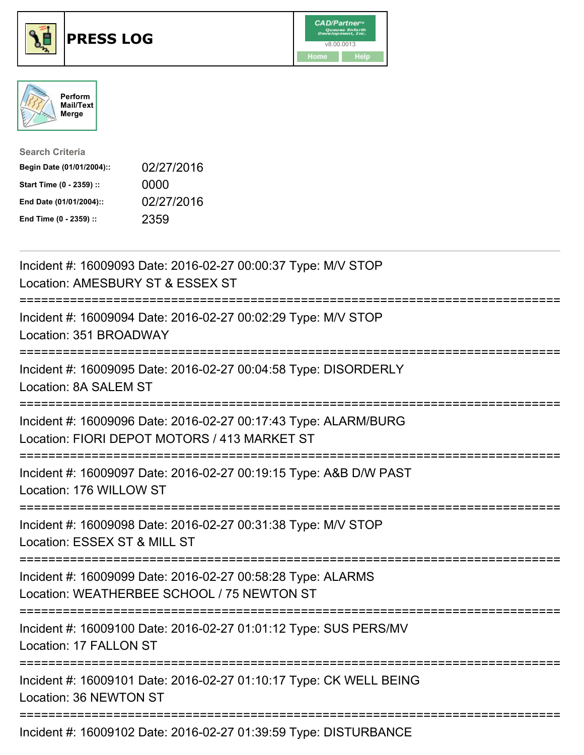# PRESS LOG

CAD/Partner v8.00.0013

Home Help

Perform Mail/Text Merge

**Search Criteria**

| | |
|---|---|
| **Begin Date (01/01/2004)::** | 02/27/2016 |
| **Start Time (0 - 2359) ::** | 0000 |
| **End Date (01/01/2004)::** | 02/27/2016 |
| **End Time (0 - 2359) ::** | 2359 |

---

Incident #: 16009093 Date: 2016-02-27 00:00:37 Type: M/V STOP
Location: AMESBURY ST & ESSEX ST

===========================================================================

Incident #: 16009094 Date: 2016-02-27 00:02:29 Type: M/V STOP
Location: 351 BROADWAY

===========================================================================

Incident #: 16009095 Date: 2016-02-27 00:04:58 Type: DISORDERLY
Location: 8A SALEM ST

===========================================================================

Incident #: 16009096 Date: 2016-02-27 00:17:43 Type: ALARM/BURG
Location: FIORI DEPOT MOTORS / 413 MARKET ST

===========================================================================

Incident #: 16009097 Date: 2016-02-27 00:19:15 Type: A&B D/W PAST
Location: 176 WILLOW ST

===========================================================================

Incident #: 16009098 Date: 2016-02-27 00:31:38 Type: M/V STOP
Location: ESSEX ST & MILL ST

===========================================================================

Incident #: 16009099 Date: 2016-02-27 00:58:28 Type: ALARMS
Location: WEATHERBEE SCHOOL / 75 NEWTON ST

===========================================================================

Incident #: 16009100 Date: 2016-02-27 01:01:12 Type: SUS PERS/MV
Location: 17 FALLON ST

===========================================================================

Incident #: 16009101 Date: 2016-02-27 01:10:17 Type: CK WELL BEING
Location: 36 NEWTON ST

===========================================================================

Incident #: 16009102 Date: 2016-02-27 01:39:59 Type: DISTURBANCE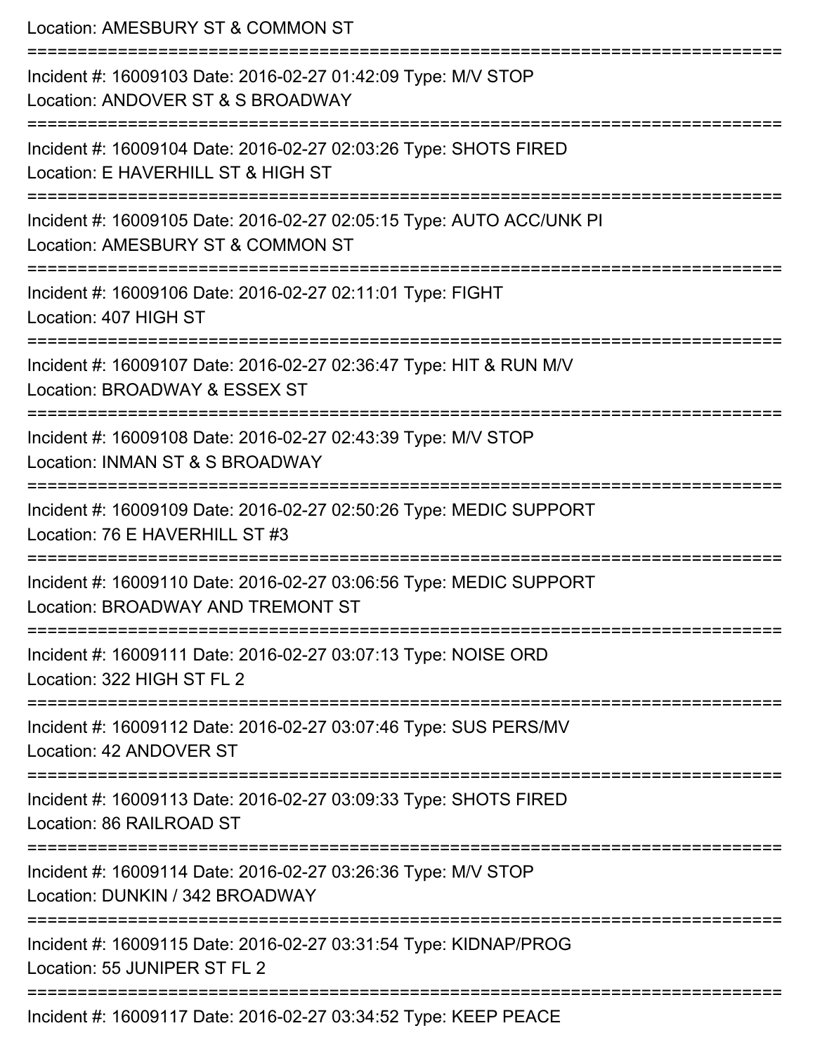Location: AMESBURY ST & COMMON ST

===========================================================================

Incident #: 16009103 Date: 2016-02-27 01:42:09 Type: M/V STOP

Location: ANDOVER ST & S BROADWAY

===========================================================================

Incident #: 16009104 Date: 2016-02-27 02:03:26 Type: SHOTS FIRED

Location: E HAVERHILL ST & HIGH ST

===========================================================================

Incident #: 16009105 Date: 2016-02-27 02:05:15 Type: AUTO ACC/UNK PI

Location: AMESBURY ST & COMMON ST

===========================================================================

Incident #: 16009106 Date: 2016-02-27 02:11:01 Type: FIGHT

Location: 407 HIGH ST

===========================================================================

Incident #: 16009107 Date: 2016-02-27 02:36:47 Type: HIT & RUN M/V

Location: BROADWAY & ESSEX ST

===========================================================================

Incident #: 16009108 Date: 2016-02-27 02:43:39 Type: M/V STOP

Location: INMAN ST & S BROADWAY

===========================================================================

Incident #: 16009109 Date: 2016-02-27 02:50:26 Type: MEDIC SUPPORT

Location: 76 E HAVERHILL ST #3

===========================================================================

Incident #: 16009110 Date: 2016-02-27 03:06:56 Type: MEDIC SUPPORT

Location: BROADWAY AND TREMONT ST

===========================================================================

Incident #: 16009111 Date: 2016-02-27 03:07:13 Type: NOISE ORD

Location: 322 HIGH ST FL 2

===========================================================================

Incident #: 16009112 Date: 2016-02-27 03:07:46 Type: SUS PERS/MV

Location: 42 ANDOVER ST

===========================================================================

Incident #: 16009113 Date: 2016-02-27 03:09:33 Type: SHOTS FIRED

Location: 86 RAILROAD ST

===========================================================================

Incident #: 16009114 Date: 2016-02-27 03:26:36 Type: M/V STOP

Location: DUNKIN / 342 BROADWAY

===========================================================================

Incident #: 16009115 Date: 2016-02-27 03:31:54 Type: KIDNAP/PROG

Location: 55 JUNIPER ST FL 2

===========================================================================

Incident #: 16009117 Date: 2016-02-27 03:34:52 Type: KEEP PEACE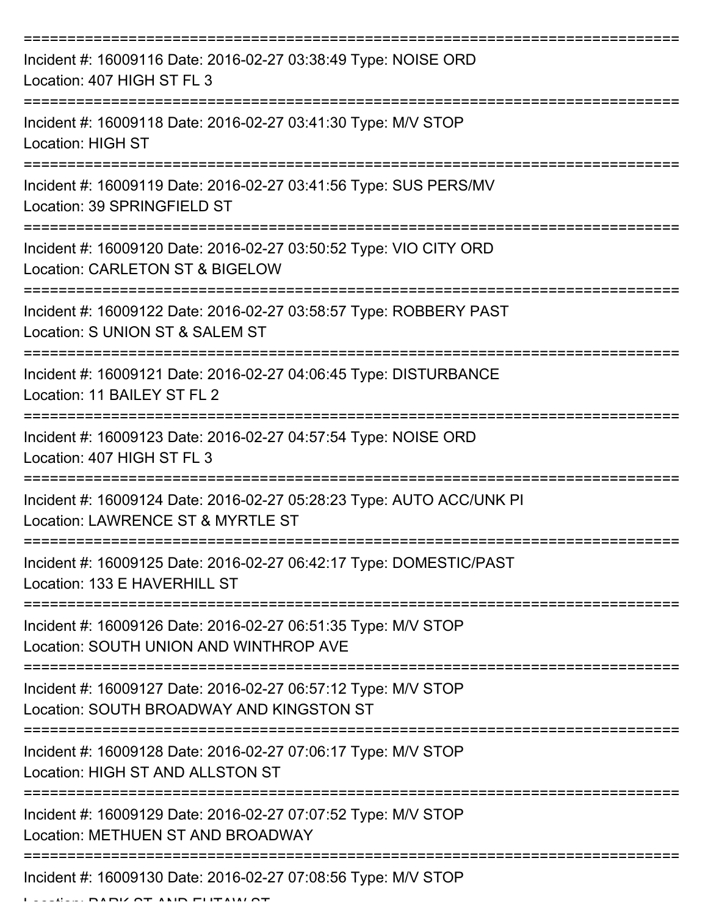===========================================================================

Incident #: 16009116 Date: 2016-02-27 03:38:49 Type: NOISE ORD
Location: 407 HIGH ST FL 3

===========================================================================

Incident #: 16009118 Date: 2016-02-27 03:41:30 Type: M/V STOP
Location: HIGH ST

===========================================================================

Incident #: 16009119 Date: 2016-02-27 03:41:56 Type: SUS PERS/MV
Location: 39 SPRINGFIELD ST

===========================================================================

Incident #: 16009120 Date: 2016-02-27 03:50:52 Type: VIO CITY ORD
Location: CARLETON ST & BIGELOW

===========================================================================

Incident #: 16009122 Date: 2016-02-27 03:58:57 Type: ROBBERY PAST
Location: S UNION ST & SALEM ST

===========================================================================

Incident #: 16009121 Date: 2016-02-27 04:06:45 Type: DISTURBANCE
Location: 11 BAILEY ST FL 2

===========================================================================

Incident #: 16009123 Date: 2016-02-27 04:57:54 Type: NOISE ORD
Location: 407 HIGH ST FL 3

===========================================================================

Incident #: 16009124 Date: 2016-02-27 05:28:23 Type: AUTO ACC/UNK PI
Location: LAWRENCE ST & MYRTLE ST

===========================================================================

Incident #: 16009125 Date: 2016-02-27 06:42:17 Type: DOMESTIC/PAST
Location: 133 E HAVERHILL ST

===========================================================================

Incident #: 16009126 Date: 2016-02-27 06:51:35 Type: M/V STOP
Location: SOUTH UNION AND WINTHROP AVE

===========================================================================

Incident #: 16009127 Date: 2016-02-27 06:57:12 Type: M/V STOP
Location: SOUTH BROADWAY AND KINGSTON ST

===========================================================================

Incident #: 16009128 Date: 2016-02-27 07:06:17 Type: M/V STOP
Location: HIGH ST AND ALLSTON ST

===========================================================================

Incident #: 16009129 Date: 2016-02-27 07:07:52 Type: M/V STOP
Location: METHUEN ST AND BROADWAY

===========================================================================

Incident #: 16009130 Date: 2016-02-27 07:08:56 Type: M/V STOP
Location: PARK ST AND EUTAW ST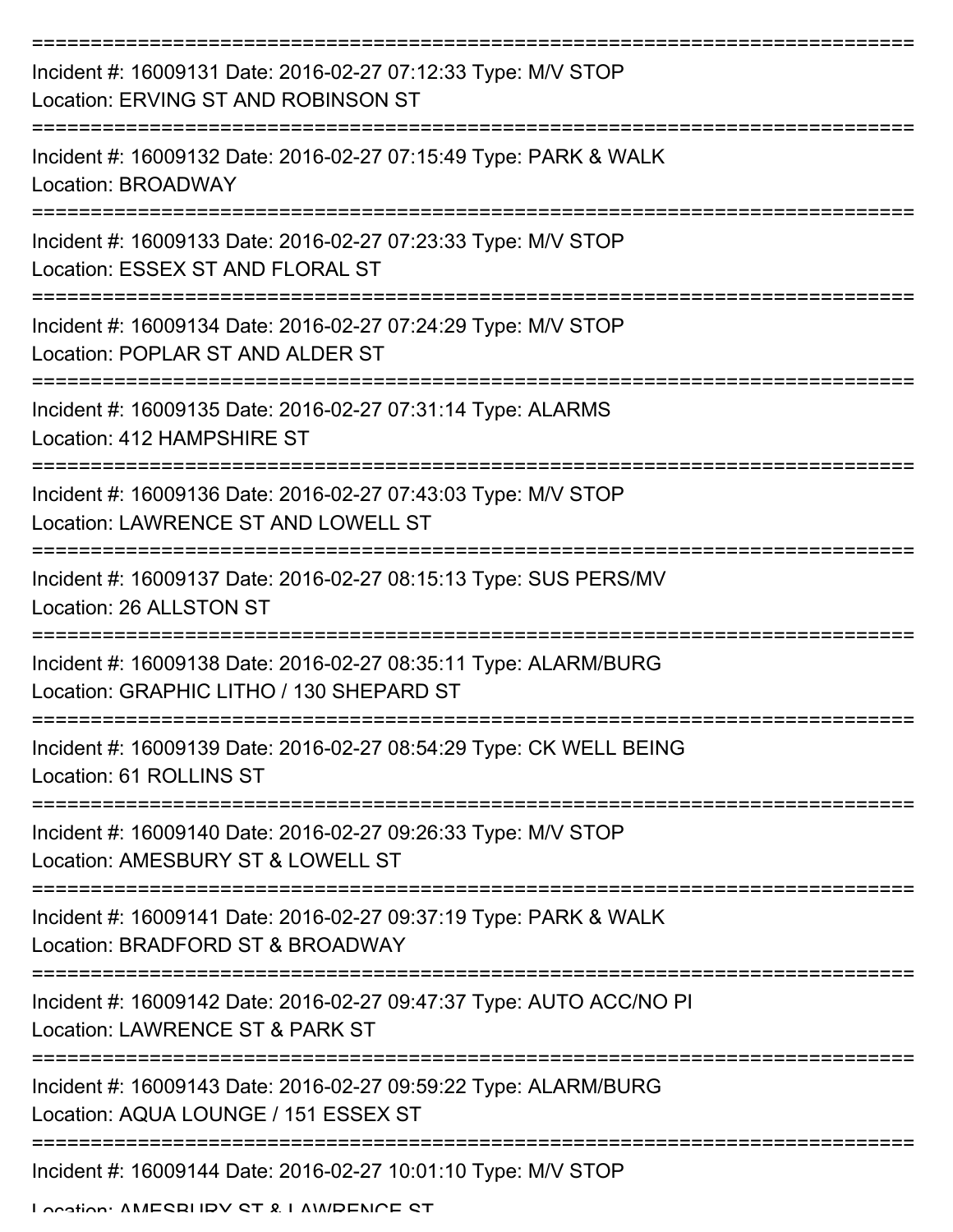===========================================================================

Incident #: 16009131 Date: 2016-02-27 07:12:33 Type: M/V STOP
Location: ERVING ST AND ROBINSON ST

===========================================================================

Incident #: 16009132 Date: 2016-02-27 07:15:49 Type: PARK & WALK
Location: BROADWAY

===========================================================================

Incident #: 16009133 Date: 2016-02-27 07:23:33 Type: M/V STOP
Location: ESSEX ST AND FLORAL ST

===========================================================================

Incident #: 16009134 Date: 2016-02-27 07:24:29 Type: M/V STOP
Location: POPLAR ST AND ALDER ST

===========================================================================

Incident #: 16009135 Date: 2016-02-27 07:31:14 Type: ALARMS
Location: 412 HAMPSHIRE ST

===========================================================================

Incident #: 16009136 Date: 2016-02-27 07:43:03 Type: M/V STOP
Location: LAWRENCE ST AND LOWELL ST

===========================================================================

Incident #: 16009137 Date: 2016-02-27 08:15:13 Type: SUS PERS/MV
Location: 26 ALLSTON ST

===========================================================================

Incident #: 16009138 Date: 2016-02-27 08:35:11 Type: ALARM/BURG
Location: GRAPHIC LITHO / 130 SHEPARD ST

===========================================================================

Incident #: 16009139 Date: 2016-02-27 08:54:29 Type: CK WELL BEING
Location: 61 ROLLINS ST

===========================================================================

Incident #: 16009140 Date: 2016-02-27 09:26:33 Type: M/V STOP
Location: AMESBURY ST & LOWELL ST

===========================================================================

Incident #: 16009141 Date: 2016-02-27 09:37:19 Type: PARK & WALK
Location: BRADFORD ST & BROADWAY

===========================================================================

Incident #: 16009142 Date: 2016-02-27 09:47:37 Type: AUTO ACC/NO PI
Location: LAWRENCE ST & PARK ST

===========================================================================

Incident #: 16009143 Date: 2016-02-27 09:59:22 Type: ALARM/BURG
Location: AQUA LOUNGE / 151 ESSEX ST

===========================================================================

Incident #: 16009144 Date: 2016-02-27 10:01:10 Type: M/V STOP
Location: AMESBURY ST & LAWRENCE ST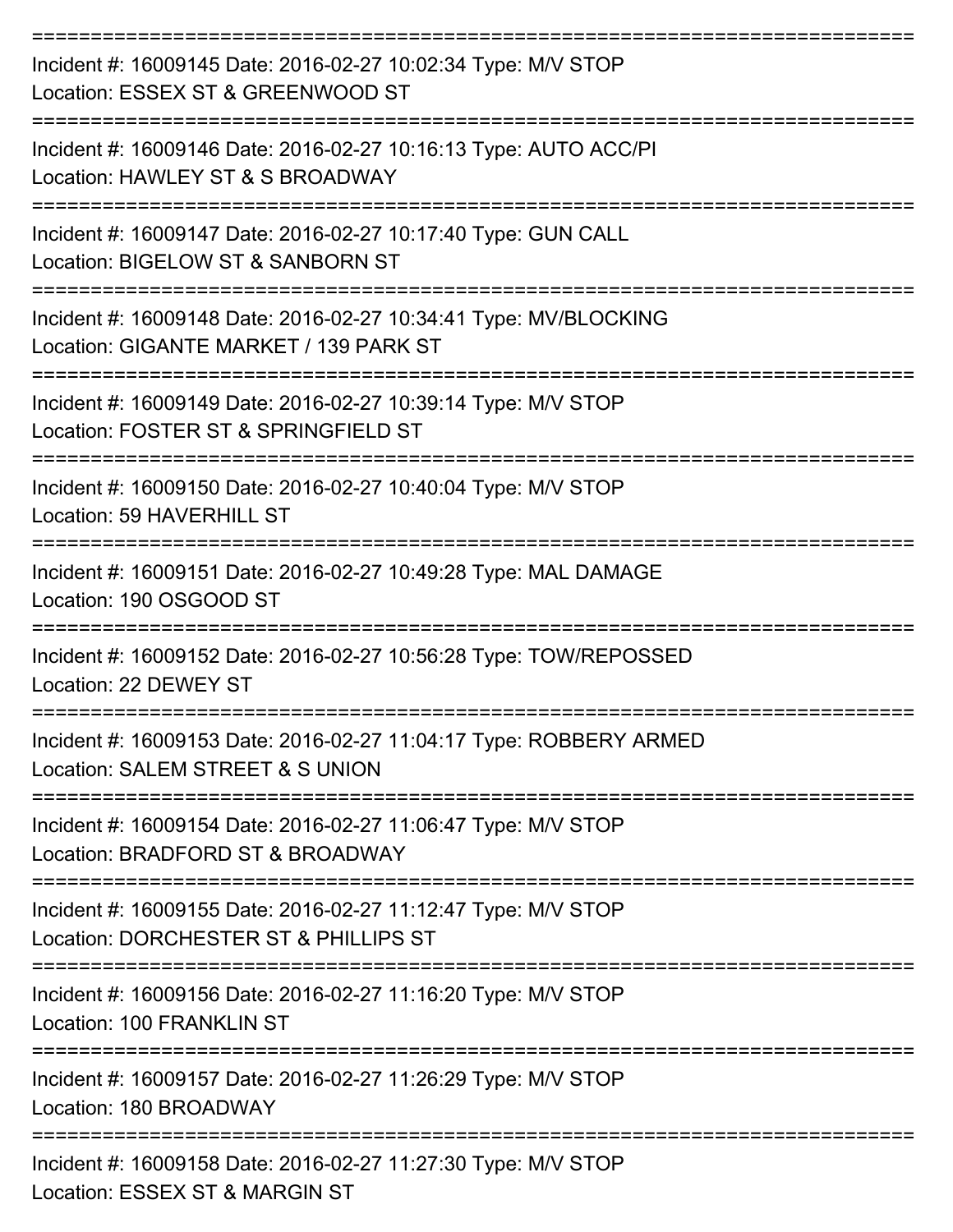===========================================================================

Incident #: 16009145 Date: 2016-02-27 10:02:34 Type: M/V STOP
Location: ESSEX ST & GREENWOOD ST

===========================================================================

Incident #: 16009146 Date: 2016-02-27 10:16:13 Type: AUTO ACC/PI
Location: HAWLEY ST & S BROADWAY

===========================================================================

Incident #: 16009147 Date: 2016-02-27 10:17:40 Type: GUN CALL
Location: BIGELOW ST & SANBORN ST

===========================================================================

Incident #: 16009148 Date: 2016-02-27 10:34:41 Type: MV/BLOCKING
Location: GIGANTE MARKET / 139 PARK ST

===========================================================================

Incident #: 16009149 Date: 2016-02-27 10:39:14 Type: M/V STOP
Location: FOSTER ST & SPRINGFIELD ST

===========================================================================

Incident #: 16009150 Date: 2016-02-27 10:40:04 Type: M/V STOP
Location: 59 HAVERHILL ST

===========================================================================

Incident #: 16009151 Date: 2016-02-27 10:49:28 Type: MAL DAMAGE
Location: 190 OSGOOD ST

===========================================================================

Incident #: 16009152 Date: 2016-02-27 10:56:28 Type: TOW/REPOSSED
Location: 22 DEWEY ST

===========================================================================

Incident #: 16009153 Date: 2016-02-27 11:04:17 Type: ROBBERY ARMED
Location: SALEM STREET & S UNION

===========================================================================

Incident #: 16009154 Date: 2016-02-27 11:06:47 Type: M/V STOP
Location: BRADFORD ST & BROADWAY

===========================================================================

Incident #: 16009155 Date: 2016-02-27 11:12:47 Type: M/V STOP
Location: DORCHESTER ST & PHILLIPS ST

===========================================================================

Incident #: 16009156 Date: 2016-02-27 11:16:20 Type: M/V STOP
Location: 100 FRANKLIN ST

===========================================================================

Incident #: 16009157 Date: 2016-02-27 11:26:29 Type: M/V STOP
Location: 180 BROADWAY

===========================================================================

Incident #: 16009158 Date: 2016-02-27 11:27:30 Type: M/V STOP
Location: ESSEX ST & MARGIN ST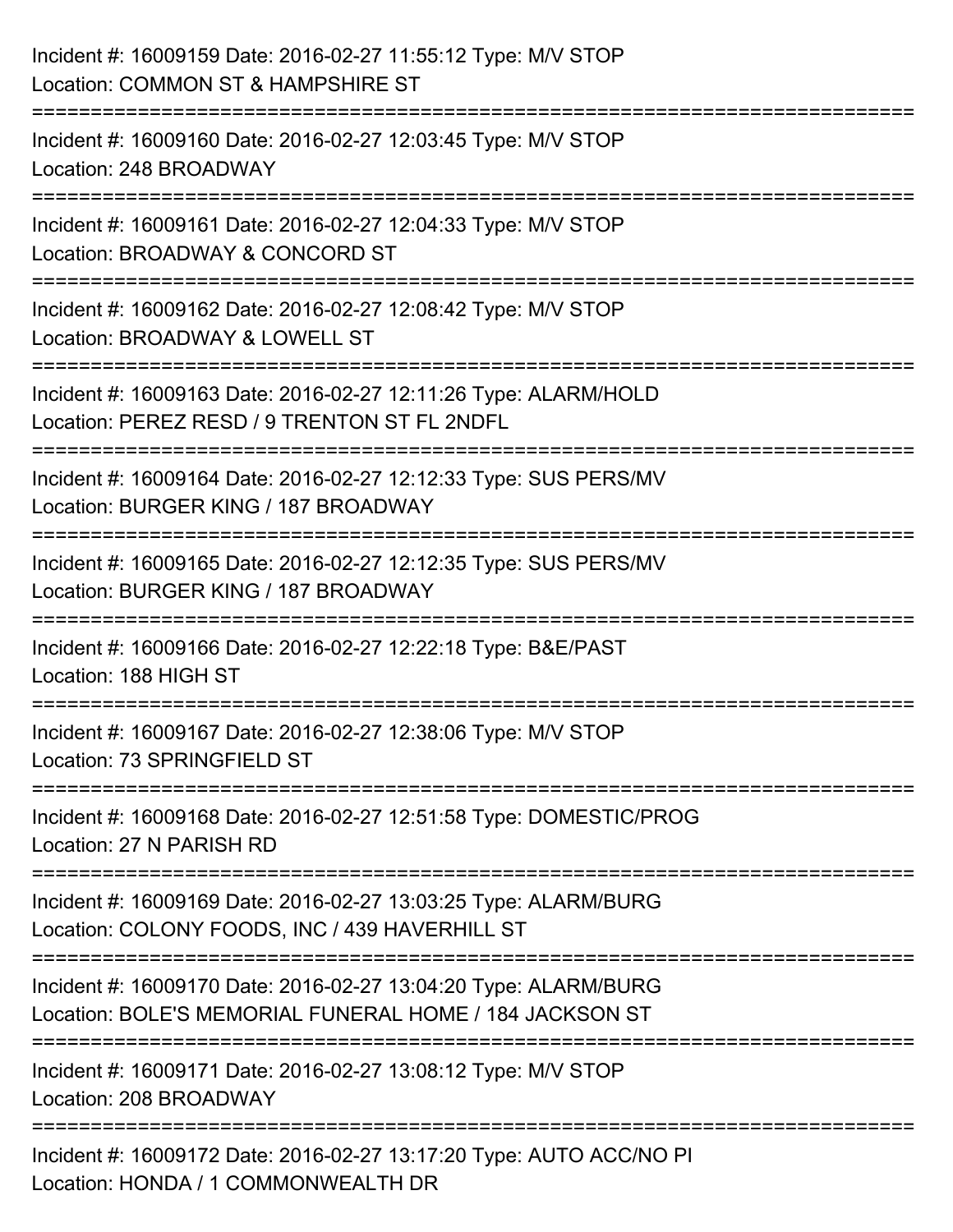Incident #: 16009159 Date: 2016-02-27 11:55:12 Type: M/V STOP
Location: COMMON ST & HAMPSHIRE ST

===========================================================================

Incident #: 16009160 Date: 2016-02-27 12:03:45 Type: M/V STOP
Location: 248 BROADWAY

===========================================================================

Incident #: 16009161 Date: 2016-02-27 12:04:33 Type: M/V STOP
Location: BROADWAY & CONCORD ST

===========================================================================

Incident #: 16009162 Date: 2016-02-27 12:08:42 Type: M/V STOP
Location: BROADWAY & LOWELL ST

===========================================================================

Incident #: 16009163 Date: 2016-02-27 12:11:26 Type: ALARM/HOLD
Location: PEREZ RESD / 9 TRENTON ST FL 2NDFL

===========================================================================

Incident #: 16009164 Date: 2016-02-27 12:12:33 Type: SUS PERS/MV
Location: BURGER KING / 187 BROADWAY

===========================================================================

Incident #: 16009165 Date: 2016-02-27 12:12:35 Type: SUS PERS/MV
Location: BURGER KING / 187 BROADWAY

===========================================================================

Incident #: 16009166 Date: 2016-02-27 12:22:18 Type: B&E/PAST
Location: 188 HIGH ST

===========================================================================

Incident #: 16009167 Date: 2016-02-27 12:38:06 Type: M/V STOP
Location: 73 SPRINGFIELD ST

===========================================================================

Incident #: 16009168 Date: 2016-02-27 12:51:58 Type: DOMESTIC/PROG
Location: 27 N PARISH RD

===========================================================================

Incident #: 16009169 Date: 2016-02-27 13:03:25 Type: ALARM/BURG
Location: COLONY FOODS, INC / 439 HAVERHILL ST

===========================================================================

Incident #: 16009170 Date: 2016-02-27 13:04:20 Type: ALARM/BURG
Location: BOLE'S MEMORIAL FUNERAL HOME / 184 JACKSON ST

===========================================================================

Incident #: 16009171 Date: 2016-02-27 13:08:12 Type: M/V STOP
Location: 208 BROADWAY

===========================================================================

Incident #: 16009172 Date: 2016-02-27 13:17:20 Type: AUTO ACC/NO PI
Location: HONDA / 1 COMMONWEALTH DR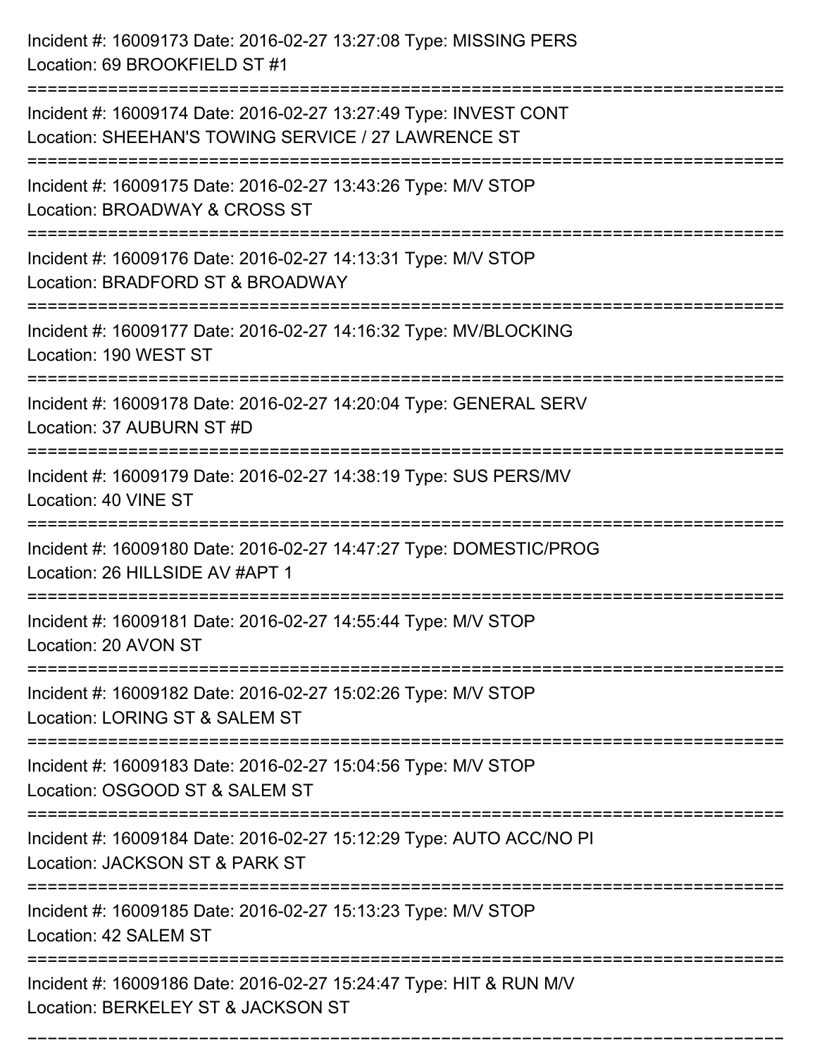Incident #: 16009173 Date: 2016-02-27 13:27:08 Type: MISSING PERS
Location: 69 BROOKFIELD ST #1

===========================================================================

Incident #: 16009174 Date: 2016-02-27 13:27:49 Type: INVEST CONT
Location: SHEEHAN'S TOWING SERVICE / 27 LAWRENCE ST

===========================================================================

Incident #: 16009175 Date: 2016-02-27 13:43:26 Type: M/V STOP
Location: BROADWAY & CROSS ST

===========================================================================

Incident #: 16009176 Date: 2016-02-27 14:13:31 Type: M/V STOP
Location: BRADFORD ST & BROADWAY

===========================================================================

Incident #: 16009177 Date: 2016-02-27 14:16:32 Type: MV/BLOCKING
Location: 190 WEST ST

===========================================================================

Incident #: 16009178 Date: 2016-02-27 14:20:04 Type: GENERAL SERV
Location: 37 AUBURN ST #D

===========================================================================

Incident #: 16009179 Date: 2016-02-27 14:38:19 Type: SUS PERS/MV
Location: 40 VINE ST

===========================================================================

Incident #: 16009180 Date: 2016-02-27 14:47:27 Type: DOMESTIC/PROG
Location: 26 HILLSIDE AV #APT 1

===========================================================================

Incident #: 16009181 Date: 2016-02-27 14:55:44 Type: M/V STOP
Location: 20 AVON ST

===========================================================================

Incident #: 16009182 Date: 2016-02-27 15:02:26 Type: M/V STOP
Location: LORING ST & SALEM ST

===========================================================================

Incident #: 16009183 Date: 2016-02-27 15:04:56 Type: M/V STOP
Location: OSGOOD ST & SALEM ST

===========================================================================

Incident #: 16009184 Date: 2016-02-27 15:12:29 Type: AUTO ACC/NO PI
Location: JACKSON ST & PARK ST

===========================================================================

Incident #: 16009185 Date: 2016-02-27 15:13:23 Type: M/V STOP
Location: 42 SALEM ST

===========================================================================

Incident #: 16009186 Date: 2016-02-27 15:24:47 Type: HIT & RUN M/V
Location: BERKELEY ST & JACKSON ST

===========================================================================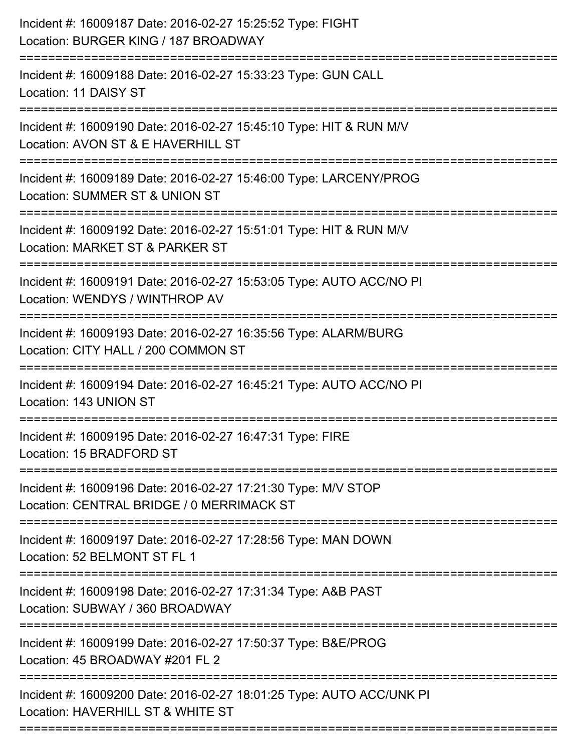Incident #: 16009187 Date: 2016-02-27 15:25:52 Type: FIGHT
Location: BURGER KING / 187 BROADWAY

===========================================================================

Incident #: 16009188 Date: 2016-02-27 15:33:23 Type: GUN CALL
Location: 11 DAISY ST

===========================================================================

Incident #: 16009190 Date: 2016-02-27 15:45:10 Type: HIT & RUN M/V
Location: AVON ST & E HAVERHILL ST

===========================================================================

Incident #: 16009189 Date: 2016-02-27 15:46:00 Type: LARCENY/PROG
Location: SUMMER ST & UNION ST

===========================================================================

Incident #: 16009192 Date: 2016-02-27 15:51:01 Type: HIT & RUN M/V
Location: MARKET ST & PARKER ST

===========================================================================

Incident #: 16009191 Date: 2016-02-27 15:53:05 Type: AUTO ACC/NO PI
Location: WENDYS / WINTHROP AV

===========================================================================

Incident #: 16009193 Date: 2016-02-27 16:35:56 Type: ALARM/BURG
Location: CITY HALL / 200 COMMON ST

===========================================================================

Incident #: 16009194 Date: 2016-02-27 16:45:21 Type: AUTO ACC/NO PI
Location: 143 UNION ST

===========================================================================

Incident #: 16009195 Date: 2016-02-27 16:47:31 Type: FIRE
Location: 15 BRADFORD ST

===========================================================================

Incident #: 16009196 Date: 2016-02-27 17:21:30 Type: M/V STOP
Location: CENTRAL BRIDGE / 0 MERRIMACK ST

===========================================================================

Incident #: 16009197 Date: 2016-02-27 17:28:56 Type: MAN DOWN
Location: 52 BELMONT ST FL 1

===========================================================================

Incident #: 16009198 Date: 2016-02-27 17:31:34 Type: A&B PAST
Location: SUBWAY / 360 BROADWAY

===========================================================================

Incident #: 16009199 Date: 2016-02-27 17:50:37 Type: B&E/PROG
Location: 45 BROADWAY #201 FL 2

===========================================================================

Incident #: 16009200 Date: 2016-02-27 18:01:25 Type: AUTO ACC/UNK PI
Location: HAVERHILL ST & WHITE ST

===========================================================================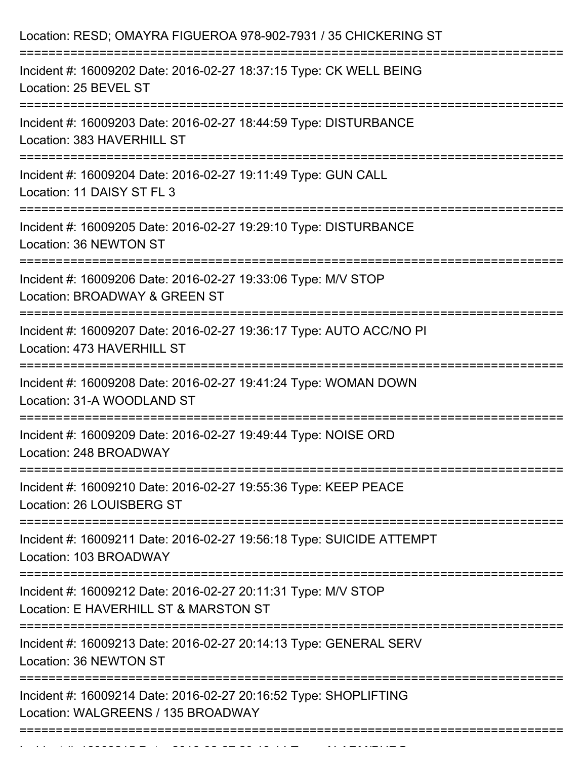Location: RESD; OMAYRA FIGUEROA 978-902-7931 / 35 CHICKERING ST

===========================================================================

Incident #: 16009202 Date: 2016-02-27 18:37:15 Type: CK WELL BEING
Location: 25 BEVEL ST

===========================================================================

Incident #: 16009203 Date: 2016-02-27 18:44:59 Type: DISTURBANCE
Location: 383 HAVERHILL ST

===========================================================================

Incident #: 16009204 Date: 2016-02-27 19:11:49 Type: GUN CALL
Location: 11 DAISY ST FL 3

===========================================================================

Incident #: 16009205 Date: 2016-02-27 19:29:10 Type: DISTURBANCE
Location: 36 NEWTON ST

===========================================================================

Incident #: 16009206 Date: 2016-02-27 19:33:06 Type: M/V STOP
Location: BROADWAY & GREEN ST

===========================================================================

Incident #: 16009207 Date: 2016-02-27 19:36:17 Type: AUTO ACC/NO PI
Location: 473 HAVERHILL ST

===========================================================================

Incident #: 16009208 Date: 2016-02-27 19:41:24 Type: WOMAN DOWN
Location: 31-A WOODLAND ST

===========================================================================

Incident #: 16009209 Date: 2016-02-27 19:49:44 Type: NOISE ORD
Location: 248 BROADWAY

===========================================================================

Incident #: 16009210 Date: 2016-02-27 19:55:36 Type: KEEP PEACE
Location: 26 LOUISBERG ST

===========================================================================

Incident #: 16009211 Date: 2016-02-27 19:56:18 Type: SUICIDE ATTEMPT
Location: 103 BROADWAY

===========================================================================

Incident #: 16009212 Date: 2016-02-27 20:11:31 Type: M/V STOP
Location: E HAVERHILL ST & MARSTON ST

===========================================================================

Incident #: 16009213 Date: 2016-02-27 20:14:13 Type: GENERAL SERV
Location: 36 NEWTON ST

===========================================================================

Incident #: 16009214 Date: 2016-02-27 20:16:52 Type: SHOPLIFTING
Location: WALGREENS / 135 BROADWAY

===========================================================================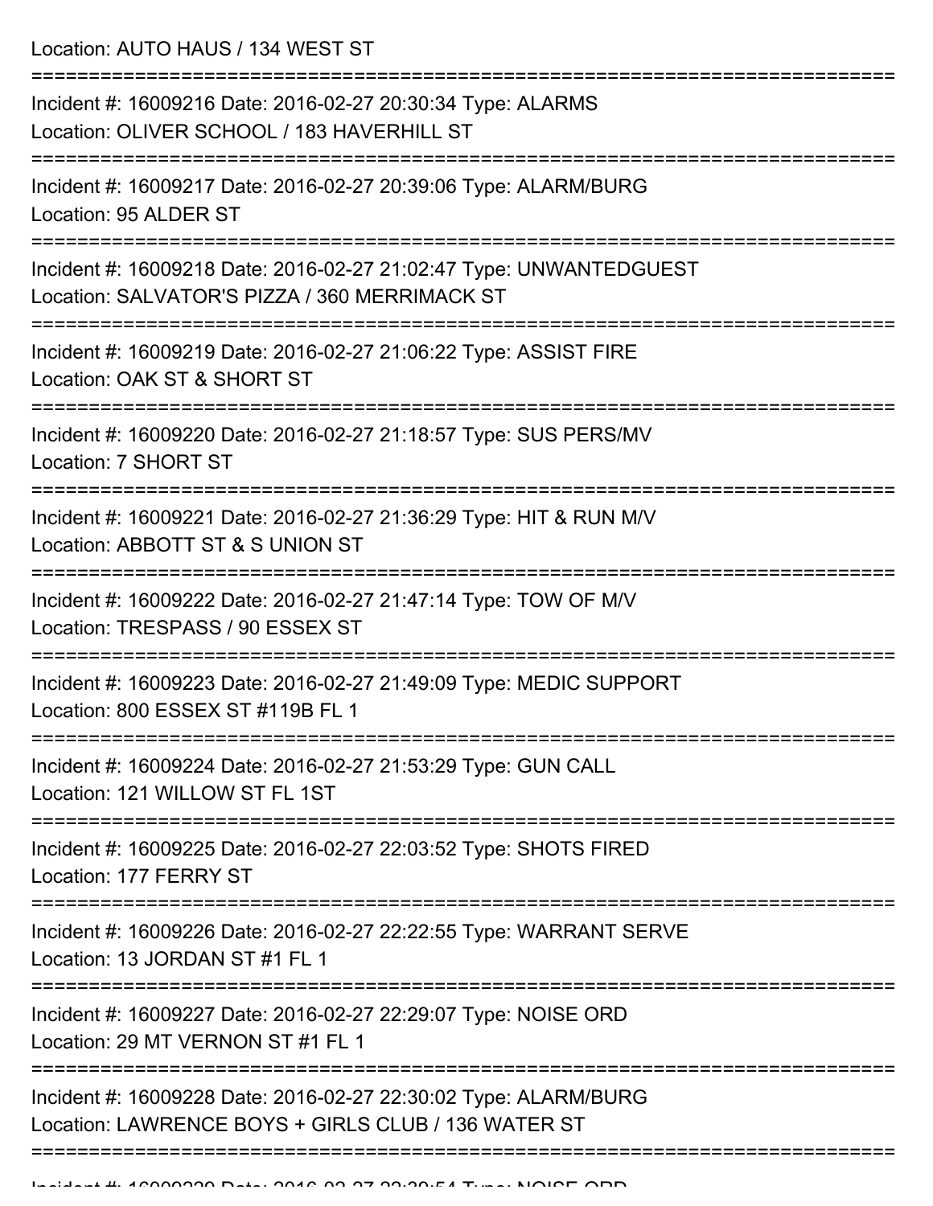Location: AUTO HAUS / 134 WEST ST

===========================================================================

Incident #: 16009216 Date: 2016-02-27 20:30:34 Type: ALARMS
Location: OLIVER SCHOOL / 183 HAVERHILL ST

===========================================================================

Incident #: 16009217 Date: 2016-02-27 20:39:06 Type: ALARM/BURG
Location: 95 ALDER ST

===========================================================================

Incident #: 16009218 Date: 2016-02-27 21:02:47 Type: UNWANTEDGUEST
Location: SALVATOR'S PIZZA / 360 MERRIMACK ST

===========================================================================

Incident #: 16009219 Date: 2016-02-27 21:06:22 Type: ASSIST FIRE
Location: OAK ST & SHORT ST

===========================================================================

Incident #: 16009220 Date: 2016-02-27 21:18:57 Type: SUS PERS/MV
Location: 7 SHORT ST

===========================================================================

Incident #: 16009221 Date: 2016-02-27 21:36:29 Type: HIT & RUN M/V
Location: ABBOTT ST & S UNION ST

===========================================================================

Incident #: 16009222 Date: 2016-02-27 21:47:14 Type: TOW OF M/V
Location: TRESPASS / 90 ESSEX ST

===========================================================================

Incident #: 16009223 Date: 2016-02-27 21:49:09 Type: MEDIC SUPPORT
Location: 800 ESSEX ST #119B FL 1

===========================================================================

Incident #: 16009224 Date: 2016-02-27 21:53:29 Type: GUN CALL
Location: 121 WILLOW ST FL 1ST

===========================================================================

Incident #: 16009225 Date: 2016-02-27 22:03:52 Type: SHOTS FIRED
Location: 177 FERRY ST

===========================================================================

Incident #: 16009226 Date: 2016-02-27 22:22:55 Type: WARRANT SERVE
Location: 13 JORDAN ST #1 FL 1

===========================================================================

Incident #: 16009227 Date: 2016-02-27 22:29:07 Type: NOISE ORD
Location: 29 MT VERNON ST #1 FL 1

===========================================================================

Incident #: 16009228 Date: 2016-02-27 22:30:02 Type: ALARM/BURG
Location: LAWRENCE BOYS + GIRLS CLUB / 136 WATER ST

===========================================================================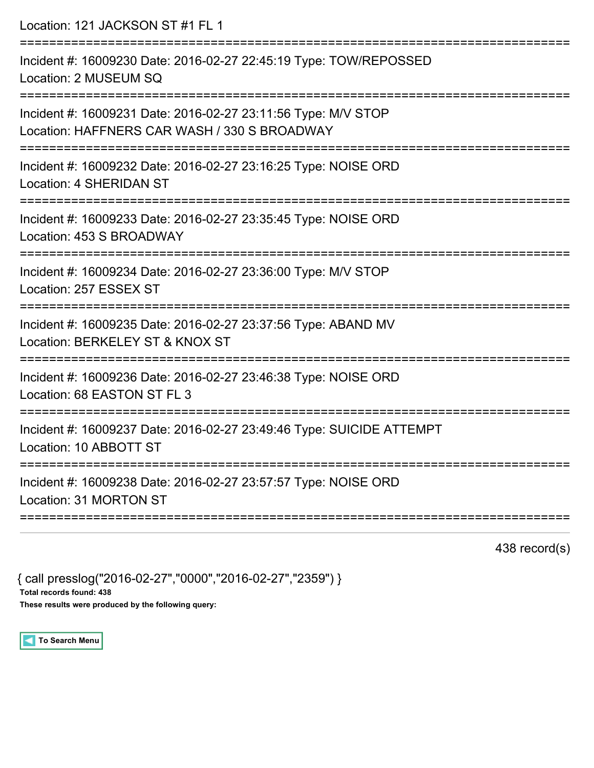Location: 121 JACKSON ST #1 FL 1

===========================================================================

Incident #: 16009230 Date: 2016-02-27 22:45:19 Type: TOW/REPOSSED

Location: 2 MUSEUM SQ

===========================================================================

Incident #: 16009231 Date: 2016-02-27 23:11:56 Type: M/V STOP

Location: HAFFNERS CAR WASH / 330 S BROADWAY

===========================================================================

Incident #: 16009232 Date: 2016-02-27 23:16:25 Type: NOISE ORD

Location: 4 SHERIDAN ST

===========================================================================

Incident #: 16009233 Date: 2016-02-27 23:35:45 Type: NOISE ORD

Location: 453 S BROADWAY

===========================================================================

Incident #: 16009234 Date: 2016-02-27 23:36:00 Type: M/V STOP

Location: 257 ESSEX ST

===========================================================================

Incident #: 16009235 Date: 2016-02-27 23:37:56 Type: ABAND MV

Location: BERKELEY ST & KNOX ST

===========================================================================

Incident #: 16009236 Date: 2016-02-27 23:46:38 Type: NOISE ORD

Location: 68 EASTON ST FL 3

===========================================================================

Incident #: 16009237 Date: 2016-02-27 23:49:46 Type: SUICIDE ATTEMPT

Location: 10 ABBOTT ST

===========================================================================

Incident #: 16009238 Date: 2016-02-27 23:57:57 Type: NOISE ORD

Location: 31 MORTON ST

===========================================================================

438 record(s)

{ call presslog("2016-02-27","0000","2016-02-27","2359") }

**Total records found: 438**

**These results were produced by the following query:**

To Search Menu